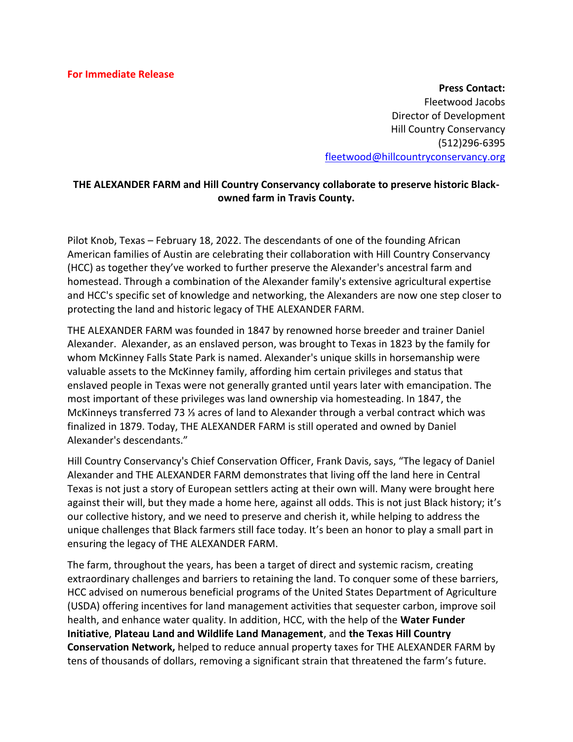**For Immediate Release**

**Press Contact:**
Fleetwood Jacobs
Director of Development
Hill Country Conservancy
(512)296-6395
[fleetwood@hillcountryconservancy.org](mailto:fleetwood@hillcountryconservancy.org)

**THE ALEXANDER FARM and Hill Country Conservancy collaborate to preserve historic Black-owned farm in Travis County.**

Pilot Knob, Texas – February 18, 2022. The descendants of one of the founding African American families of Austin are celebrating their collaboration with Hill Country Conservancy (HCC) as together they've worked to further preserve the Alexander's ancestral farm and homestead. Through a combination of the Alexander family's extensive agricultural expertise and HCC's specific set of knowledge and networking, the Alexanders are now one step closer to protecting the land and historic legacy of THE ALEXANDER FARM.

THE ALEXANDER FARM was founded in 1847 by renowned horse breeder and trainer Daniel Alexander. Alexander, as an enslaved person, was brought to Texas in 1823 by the family for whom McKinney Falls State Park is named. Alexander's unique skills in horsemanship were valuable assets to the McKinney family, affording him certain privileges and status that enslaved people in Texas were not generally granted until years later with emancipation. The most important of these privileges was land ownership via homesteading. In 1847, the McKinneys transferred 73 ⅓ acres of land to Alexander through a verbal contract which was finalized in 1879. Today, THE ALEXANDER FARM is still operated and owned by Daniel Alexander's descendants."

Hill Country Conservancy's Chief Conservation Officer, Frank Davis, says, "The legacy of Daniel Alexander and THE ALEXANDER FARM demonstrates that living off the land here in Central Texas is not just a story of European settlers acting at their own will. Many were brought here against their will, but they made a home here, against all odds. This is not just Black history; it's our collective history, and we need to preserve and cherish it, while helping to address the unique challenges that Black farmers still face today. It's been an honor to play a small part in ensuring the legacy of THE ALEXANDER FARM.

The farm, throughout the years, has been a target of direct and systemic racism, creating extraordinary challenges and barriers to retaining the land. To conquer some of these barriers, HCC advised on numerous beneficial programs of the United States Department of Agriculture (USDA) offering incentives for land management activities that sequester carbon, improve soil health, and enhance water quality. In addition, HCC, with the help of the **Water Funder Initiative**, **Plateau Land and Wildlife Land Management**, and **the Texas Hill Country Conservation Network,** helped to reduce annual property taxes for THE ALEXANDER FARM by tens of thousands of dollars, removing a significant strain that threatened the farm's future.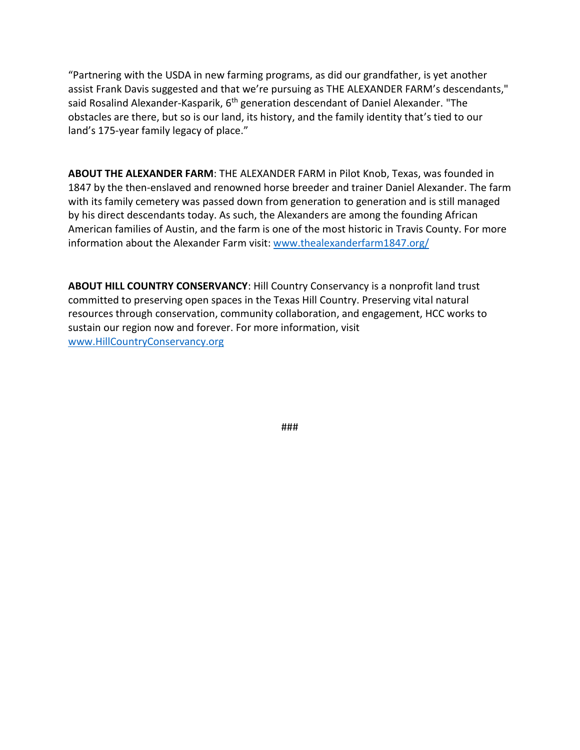"Partnering with the USDA in new farming programs, as did our grandfather, is yet another assist Frank Davis suggested and that we're pursuing as THE ALEXANDER FARM's descendants," said Rosalind Alexander-Kasparik, 6th generation descendant of Daniel Alexander. "The obstacles are there, but so is our land, its history, and the family identity that's tied to our land's 175-year family legacy of place."

**ABOUT THE ALEXANDER FARM**: THE ALEXANDER FARM in Pilot Knob, Texas, was founded in 1847 by the then-enslaved and renowned horse breeder and trainer Daniel Alexander. The farm with its family cemetery was passed down from generation to generation and is still managed by his direct descendants today. As such, the Alexanders are among the founding African American families of Austin, and the farm is one of the most historic in Travis County. For more information about the Alexander Farm visit: www.thealexanderfarm1847.org/

**ABOUT HILL COUNTRY CONSERVANCY**: Hill Country Conservancy is a nonprofit land trust committed to preserving open spaces in the Texas Hill Country. Preserving vital natural resources through conservation, community collaboration, and engagement, HCC works to sustain our region now and forever. For more information, visit www.HillCountryConservancy.org

###